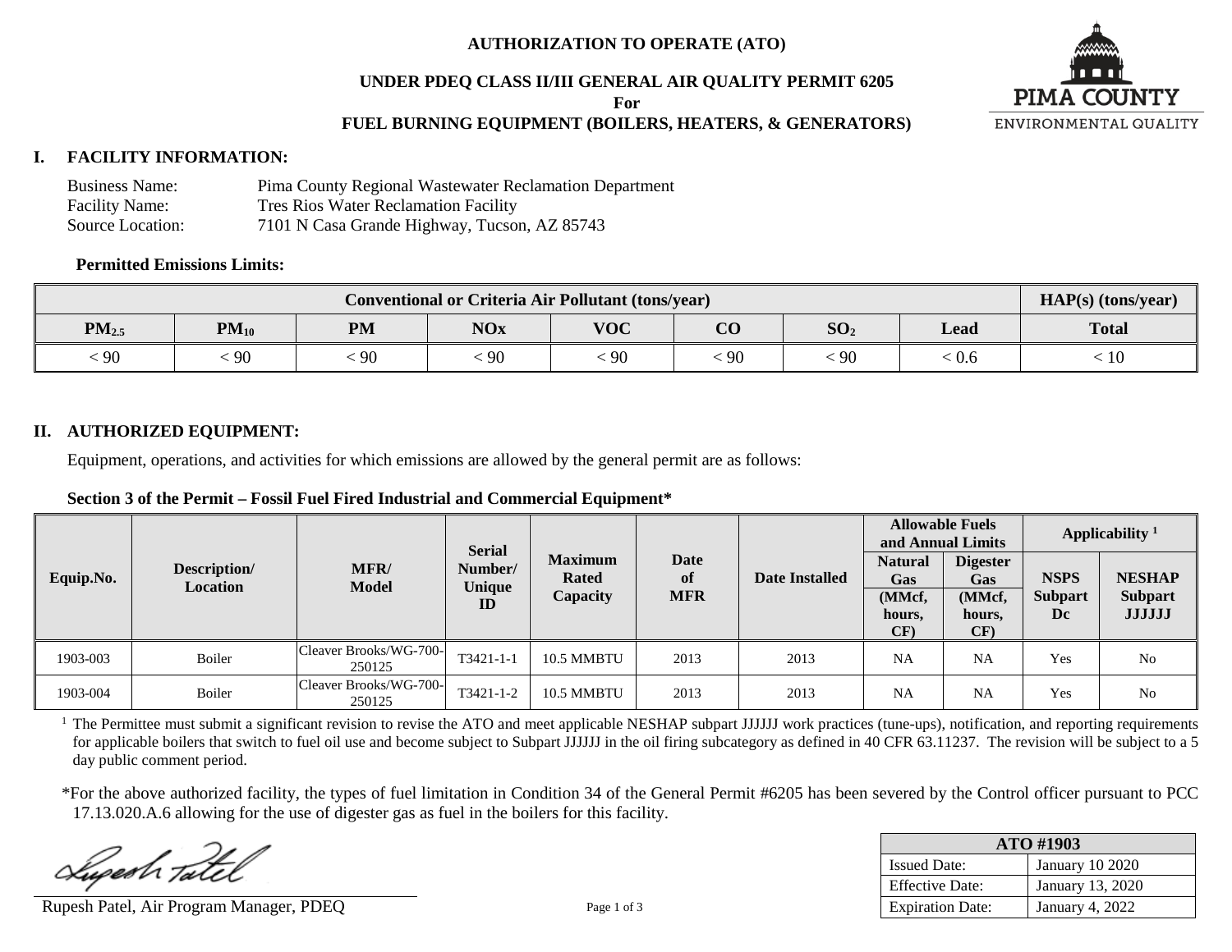**AUTHORIZATION TO OPERATE (ATO)**

**UNDER PDEQ CLASS II/III GENERAL AIR QUALITY PERMIT 6205**

**For**

**FUEL BURNING EQUIPMENT (BOILERS, HEATERS, & GENERATORS)**

PIMA COUNTY ENVIRONMENTAL QUALITY

## I. FACILITY INFORMATION:

Business Name: Pima County Regional Wastewater Reclamation Department
Facility Name: Tres Rios Water Reclamation Facility
Source Location: 7101 N Casa Grande Highway, Tucson, AZ 85743

**Permitted Emissions Limits:**

| Conventional or Criteria Air Pollutant (tons/year) | | | | | | | | HAP(s) (tons/year) |
|---|---|---|---|---|---|---|---|---|
| $PM_{2.5}$ | $PM_{10}$ | PM | NOx | VOC | CO | $SO_2$ | Lead | Total |
| < 90 | < 90 | < 90 | < 90 | < 90 | < 90 | < 90 | < 0.6 | < 10 |

## II. AUTHORIZED EQUIPMENT:

Equipment, operations, and activities for which emissions are allowed by the general permit are as follows:

**Section 3 of the Permit – Fossil Fuel Fired Industrial and Commercial Equipment***

| Equip.No. | Description/ Location | MFR/ Model | Serial Number/ Unique ID | Maximum Rated Capacity | Date of MFR | Date Installed | Allowable Fuels and Annual Limits | | Applicability [1] | |
|---|---|---|---|---|---|---|---|---|---|---|
| | | | | | | | Natural Gas (MMcf, hours, CF) | Digester Gas (MMcf, hours, CF) | NSPS Subpart Dc | NESHAP Subpart JJJJJJ |
| 1903-003 | Boiler | Cleaver Brooks/WG-700-250125 | T3421-1-1 | 10.5 MMBTU | 2013 | 2013 | NA | NA | Yes | No |
| 1903-004 | Boiler | Cleaver Brooks/WG-700-250125 | T3421-1-2 | 10.5 MMBTU | 2013 | 2013 | NA | NA | Yes | No |

[1] The Permittee must submit a significant revision to revise the ATO and meet applicable NESHAP subpart JJJJJJ work practices (tune-ups), notification, and reporting requirements for applicable boilers that switch to fuel oil use and become subject to Subpart JJJJJJ in the oil firing subcategory as defined in 40 CFR 63.11237. The revision will be subject to a 5 day public comment period.

*For the above authorized facility, the types of fuel limitation in Condition 34 of the General Permit #6205 has been severed by the Control officer pursuant to PCC 17.13.020.A.6 allowing for the use of digester gas as fuel in the boilers for this facility.

Rupesh Patel, Air Program Manager, PDEQ

| ATO #1903 | |
|---|---|
| Issued Date: | January 10 2020 |
| Effective Date: | January 13, 2020 |
| Expiration Date: | January 4, 2022 |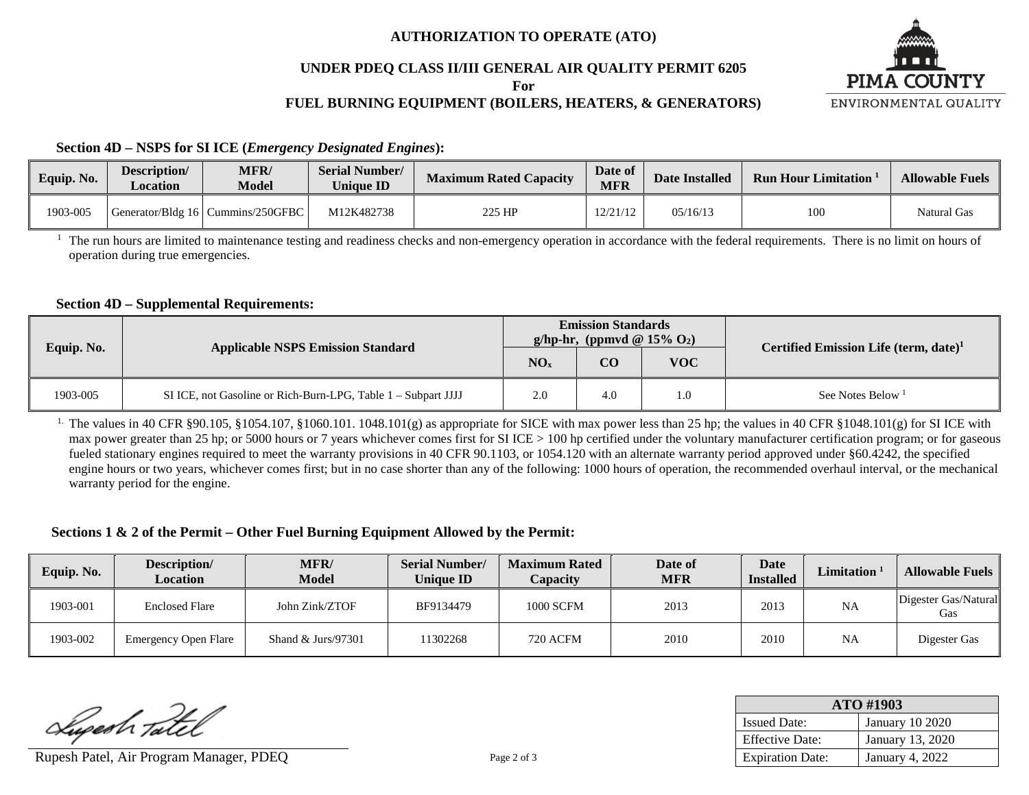# AUTHORIZATION TO OPERATE (ATO)

## UNDER PDEQ CLASS II/III GENERAL AIR QUALITY PERMIT 6205

**For**

## FUEL BURNING EQUIPMENT (BOILERS, HEATERS, & GENERATORS)

### Section 4D – NSPS for SI ICE (*Emergency Designated Engines*):

| Equip. No. | Description/ Location | MFR/ Model | Serial Number/ Unique ID | Maximum Rated Capacity | Date of MFR | Date Installed | Run Hour Limitation [1] | Allowable Fuels |
|---|---|---|---|---|---|---|---|---|
| 1903-005 | Generator/Bldg 16 | Cummins/250GFBC | M12K482738 | 225 HP | 12/21/12 | 05/16/13 | 100 | Natural Gas |

[1] The run hours are limited to maintenance testing and readiness checks and non-emergency operation in accordance with the federal requirements. There is no limit on hours of operation during true emergencies.

### Section 4D – Supplemental Requirements:

| Equip. No. | Applicable NSPS Emission Standard | Emission Standards g/hp-hr, (ppmvd @ 15% $O_2$) | | | Certified Emission Life (term, date)[1] |
|---|---|---|---|---|---|
| | | $NO_x$ | CO | VOC | |
| 1903-005 | SI ICE, not Gasoline or Rich-Burn-LPG, Table 1 – Subpart JJJJ | 2.0 | 4.0 | 1.0 | See Notes Below [1] |

[1.] The values in 40 CFR §90.105, §1054.107, §1060.101. 1048.101(g) as appropriate for SICE with max power less than 25 hp; the values in 40 CFR §1048.101(g) for SI ICE with max power greater than 25 hp; or 5000 hours or 7 years whichever comes first for SI ICE > 100 hp certified under the voluntary manufacturer certification program; or for gaseous fueled stationary engines required to meet the warranty provisions in 40 CFR 90.1103, or 1054.120 with an alternate warranty period approved under §60.4242, the specified engine hours or two years, whichever comes first; but in no case shorter than any of the following: 1000 hours of operation, the recommended overhaul interval, or the mechanical warranty period for the engine.

### Sections 1 & 2 of the Permit – Other Fuel Burning Equipment Allowed by the Permit:

| Equip. No. | Description/ Location | MFR/ Model | Serial Number/ Unique ID | Maximum Rated Capacity | Date of MFR | Date Installed | Limitation [1] | Allowable Fuels |
|---|---|---|---|---|---|---|---|---|
| 1903-001 | Enclosed Flare | John Zink/ZTOF | BF9134479 | 1000 SCFM | 2013 | 2013 | NA | Digester Gas/Natural Gas |
| 1903-002 | Emergency Open Flare | Shand & Jurs/97301 | 11302268 | 720 ACFM | 2010 | 2010 | NA | Digester Gas |

Rupesh Patel, Air Program Manager, PDEQ

| ATO #1903 | |
|---|---|
| Issued Date: | January 10 2020 |
| Effective Date: | January 13, 2020 |
| Expiration Date: | January 4, 2022 |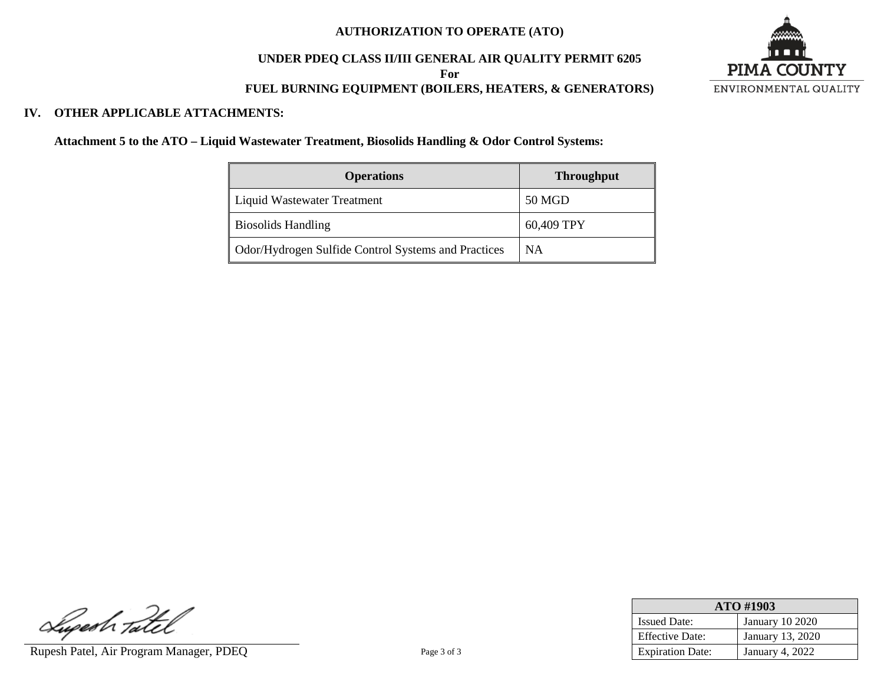**AUTHORIZATION TO OPERATE (ATO)**

**UNDER PDEQ CLASS II/III GENERAL AIR QUALITY PERMIT 6205**

**For**

**FUEL BURNING EQUIPMENT (BOILERS, HEATERS, & GENERATORS)**

PIMA COUNTY
ENVIRONMENTAL QUALITY

## IV. OTHER APPLICABLE ATTACHMENTS:

**Attachment 5 to the ATO – Liquid Wastewater Treatment, Biosolids Handling & Odor Control Systems:**

| Operations | Throughput |
|---|---|
| Liquid Wastewater Treatment | 50 MGD |
| Biosolids Handling | 60,409 TPY |
| Odor/Hydrogen Sulfide Control Systems and Practices | NA |

Rupesh Patel, Air Program Manager, PDEQ

| ATO #1903 | |
|---|---|
| Issued Date: | January 10 2020 |
| Effective Date: | January 13, 2020 |
| Expiration Date: | January 4, 2022 |